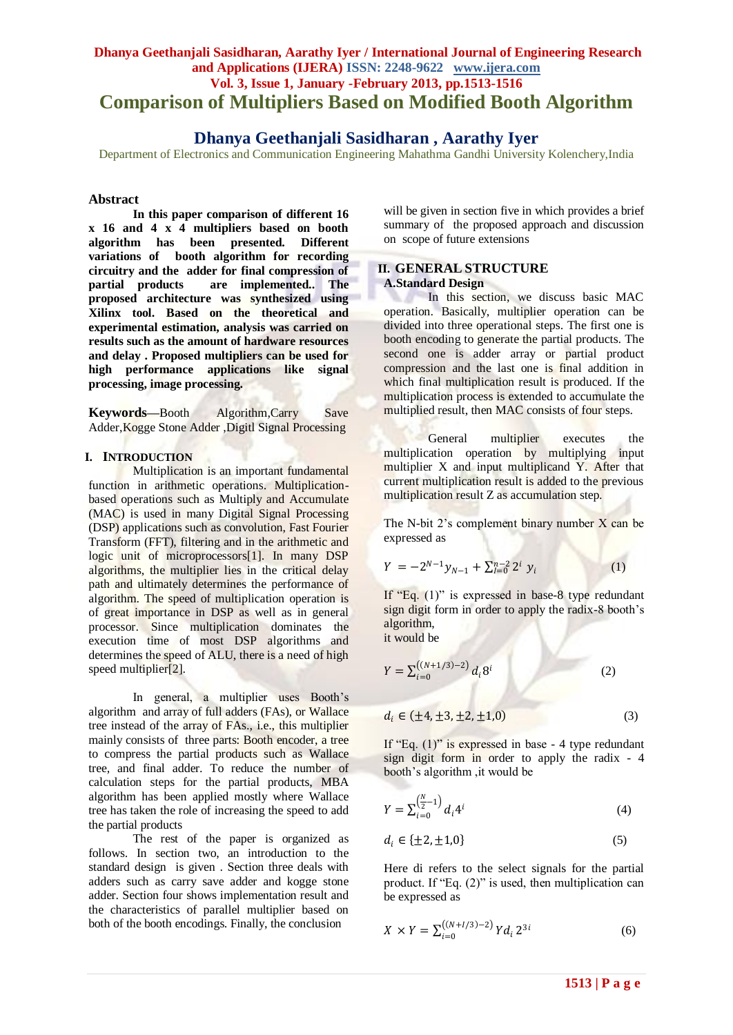# Comparison of Multipliers Based on Modified Booth Algorithm

## Dhanya Geethanjali Sasidharan , Aarathy Iyer

Department of Electronics and Communication Engineering Mahathma Gandhi University Kolenchery,India

### Abstract

**In this paper comparison of different 16 x 16 and 4 x 4 multipliers based on booth algorithm has been presented. Different variations of booth algorithm for recording circuitry and the adder for final compression of partial products are implemented.. The proposed architecture was synthesized using Xilinx tool. Based on the theoretical and experimental estimation, analysis was carried on results such as the amount of hardware resources and delay . Proposed multipliers can be used for high performance applications like signal processing, image processing.**

**Keywords**—Booth Algorithm,Carry Save Adder,Kogge Stone Adder ,Digitl Signal Processing

## I. Introduction

Multiplication is an important fundamental function in arithmetic operations. Multiplication-based operations such as Multiply and Accumulate (MAC) is used in many Digital Signal Processing (DSP) applications such as convolution, Fast Fourier Transform (FFT), filtering and in the arithmetic and logic unit of microprocessors[1]. In many DSP algorithms, the multiplier lies in the critical delay path and ultimately determines the performance of algorithm. The speed of multiplication operation is of great importance in DSP as well as in general processor. Since multiplication dominates the execution time of most DSP algorithms and determines the speed of ALU, there is a need of high speed multiplier[2].

In general, a multiplier uses Booth's algorithm and array of full adders (FAs), or Wallace tree instead of the array of FAs., i.e., this multiplier mainly consists of three parts: Booth encoder, a tree to compress the partial products such as Wallace tree, and final adder. To reduce the number of calculation steps for the partial products, MBA algorithm has been applied mostly where Wallace tree has taken the role of increasing the speed to add the partial products

The rest of the paper is organized as follows. In section two, an introduction to the standard design is given . Section three deals with adders such as carry save adder and kogge stone adder. Section four shows implementation result and the characteristics of parallel multiplier based on both of the booth encodings. Finally, the conclusion will be given in section five in which provides a brief summary of the proposed approach and discussion on scope of future extensions

## II. General Structure

### A.Standard Design

In this section, we discuss basic MAC operation. Basically, multiplier operation can be divided into three operational steps. The first one is booth encoding to generate the partial products. The second one is adder array or partial product compression and the last one is final addition in which final multiplication result is produced. If the multiplication process is extended to accumulate the multiplied result, then MAC consists of four steps.

General multiplier executes the multiplication operation by multiplying input multiplier X and input multiplicand Y. After that current multiplication result is added to the previous multiplication result Z as accumulation step.

The N-bit 2's complement binary number X can be expressed as

$$Y = -2^{N-1}y_{N-1} + \sum_{i=0}^{n-2} 2^i \, y_i \qquad (1)$$

If "Eq. (1)" is expressed in base-8 type redundant sign digit form in order to apply the radix-8 booth's algorithm,
it would be

$$Y = \sum_{i=0}^{((N+1/3)-2)} d_i 8^i \qquad (2)$$

$$d_i \in (\pm 4, \pm 3, \pm 2, \pm 1, 0) \qquad (3)$$

If "Eq. (1)" is expressed in base - 4 type redundant sign digit form in order to apply the radix - 4 booth's algorithm ,it would be

$$Y = \sum_{i=0}^{\left(\frac{N}{2}-1\right)} d_i 4^i \qquad (4)$$

$$d_i \in \{\pm 2, \pm 1, 0\} \qquad (5)$$

Here di refers to the select signals for the partial product. If "Eq. (2)" is used, then multiplication can be expressed as

$$X \times Y = \sum_{i=0}^{((N+I/3)-2)} Y d_i \, 2^{3i} \qquad (6)$$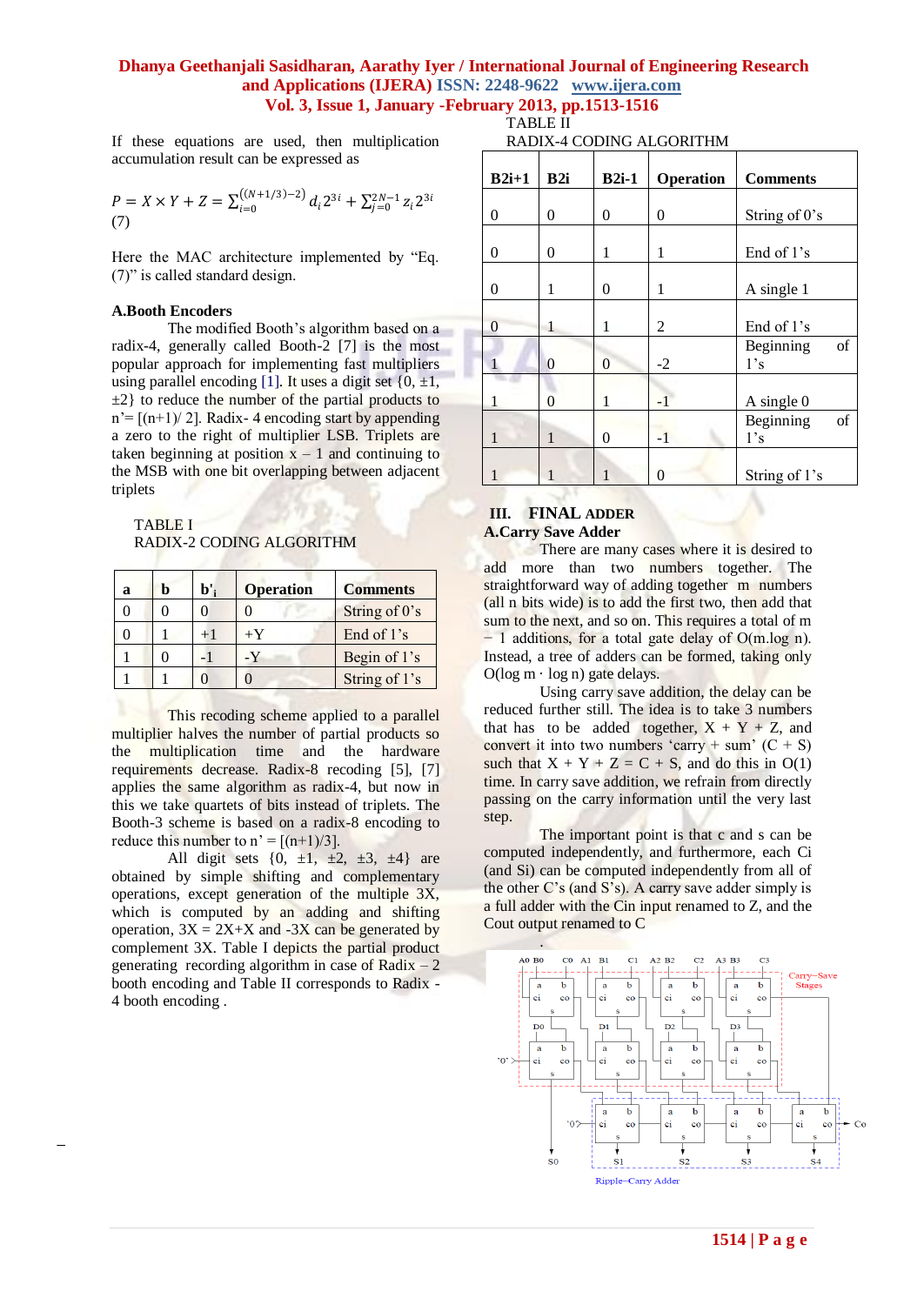If these equations are used, then multiplication accumulation result can be expressed as

$$P = X \times Y + Z = \sum_{i=0}^{((N+1/3)-2)} d_i 2^{3i} + \sum_{j=0}^{2N-1} z_i 2^{3i}$$
(7)

Here the MAC architecture implemented by "Eq. (7)" is called standard design.

### A.Booth Encoders

The modified Booth's algorithm based on a radix-4, generally called Booth-2 [7] is the most popular approach for implementing fast multipliers using parallel encoding [1]. It uses a digit set {0, ±1, ±2} to reduce the number of the partial products to n'= [(n+1)/ 2]. Radix- 4 encoding start by appending a zero to the right of multiplier LSB. Triplets are taken beginning at position x – 1 and continuing to the MSB with one bit overlapping between adjacent triplets

TABLE I
RADIX-2 CODING ALGORITHM

| a | b | b'$_i$ | Operation | Comments |
|---|---|---|---|---|
| 0 | 0 | 0 | 0 | String of 0's |
| 0 | 1 | +1 | +Y | End of 1's |
| 1 | 0 | -1 | -Y | Begin of 1's |
| 1 | 1 | 0 | 0 | String of 1's |

This recoding scheme applied to a parallel multiplier halves the number of partial products so the multiplication time and the hardware requirements decrease. Radix-8 recoding [5], [7] applies the same algorithm as radix-4, but now in this we take quartets of bits instead of triplets. The Booth-3 scheme is based on a radix-8 encoding to reduce this number to n' = [(n+1)/3].

All digit sets {0, ±1, ±2, ±3, ±4} are obtained by simple shifting and complementary operations, except generation of the multiple 3X, which is computed by an adding and shifting operation, 3X = 2X+X and -3X can be generated by complement 3X. Table I depicts the partial product generating recording algorithm in case of Radix – 2 booth encoding and Table II corresponds to Radix - 4 booth encoding .

TABLE II
RADIX-4 CODING ALGORITHM

| B2i+1 | B2i | B2i-1 | Operation | Comments |
|---|---|---|---|---|
| 0 | 0 | 0 | 0 | String of 0's |
| 0 | 0 | 1 | 1 | End of 1's |
| 0 | 1 | 0 | 1 | A single 1 |
| 0 | 1 | 1 | 2 | End of 1's |
| 1 | 0 | 0 | -2 | Beginning of 1's |
| 1 | 0 | 1 | -1 | A single 0 |
| 1 | 1 | 0 | -1 | Beginning of 1's |
| 1 | 1 | 1 | 0 | String of 1's |

## III. FINAL ADDER

### A.Carry Save Adder

There are many cases where it is desired to add more than two numbers together. The straightforward way of adding together m numbers (all n bits wide) is to add the first two, then add that sum to the next, and so on. This requires a total of m − 1 additions, for a total gate delay of O(m.log n). Instead, a tree of adders can be formed, taking only O(log m · log n) gate delays.

Using carry save addition, the delay can be reduced further still. The idea is to take 3 numbers that has to be added together, X + Y + Z, and convert it into two numbers 'carry + sum' (C + S) such that X + Y + Z = C + S, and do this in O(1) time. In carry save addition, we refrain from directly passing on the carry information until the very last step.

The important point is that c and s can be computed independently, and furthermore, each Ci (and Si) can be computed independently from all of the other C's (and S's). A carry save adder simply is a full adder with the Cin input renamed to Z, and the Cout output renamed to C

A0 B0 C0 A1 B1 C1 A2 B2 C2 A3 B3 C3
Carry-Save Stages
D0 D1 D2 D3
'0'
'0'
Co
S0 S1 S2 S3 S4
Ripple-Carry Adder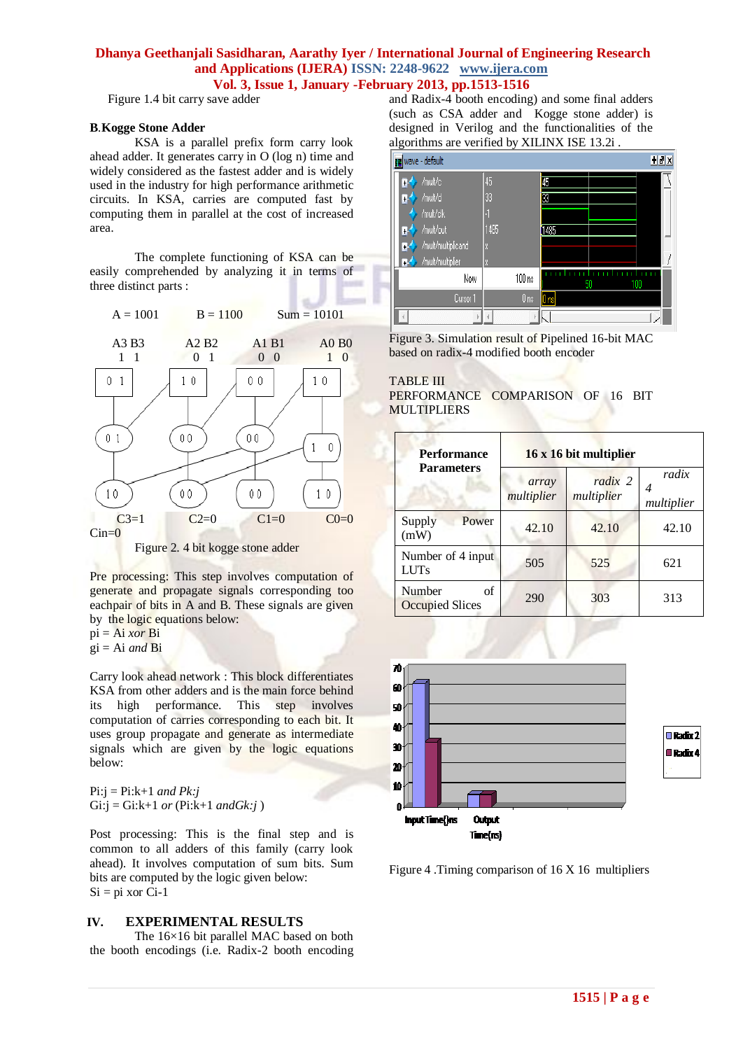Figure 1.4 bit carry save adder

### B.Kogge Stone Adder

KSA is a parallel prefix form carry look ahead adder. It generates carry in O (log n) time and widely considered as the fastest adder and is widely used in the industry for high performance arithmetic circuits. In KSA, carries are computed fast by computing them in parallel at the cost of increased area.

The complete functioning of KSA can be easily comprehended by analyzing it in terms of three distinct parts :

A = 1001 B = 1100 Sum = 10101

A3 B3 A2 B2 A1 B1 A0 B0
1 1 0 1 0 0 1 0

C3=1 C2=0 C1=0 C0=0
Cin=0

Figure 2. 4 bit kogge stone adder

Pre processing: This step involves computation of generate and propagate signals corresponding too eachpair of bits in A and B. These signals are given by the logic equations below:

pi = Ai *xor* Bi
gi = Ai *and* Bi

Carry look ahead network : This block differentiates KSA from other adders and is the main force behind its high performance. This step involves computation of carries corresponding to each bit. It uses group propagate and generate as intermediate signals which are given by the logic equations below:

Pi:j = Pi:k+1 *and Pk:j*
Gi:j = Gi:k+1 *or* (Pi:k+1 *andGk:j* )

Post processing: This is the final step and is common to all adders of this family (carry look ahead). It involves computation of sum bits. Sum bits are computed by the logic given below:

Si = pi xor Ci-1

## IV. EXPERIMENTAL RESULTS

The 16×16 bit parallel MAC based on both the booth encodings (i.e. Radix-2 booth encoding and Radix-4 booth encoding) and some final adders (such as CSA adder and Kogge stone adder) is designed in Verilog and the functionalities of the algorithms are verified by XILINX ISE 13.2i .

Figure 3. Simulation result of Pipelined 16-bit MAC based on radix-4 modified booth encoder

TABLE III
PERFORMANCE COMPARISON OF 16 BIT MULTIPLIERS

| Performance Parameters | 16 x 16 bit multiplier | | |
|---|---|---|---|
| | *array multiplier* | *radix 2 multiplier* | *radix 4 multiplier* |
| Supply Power (mW) | 42.10 | 42.10 | 42.10 |
| Number of 4 input LUTs | 505 | 525 | 621 |
| Number of Occupied Slices | 290 | 303 | 313 |

Figure 4 .Timing comparison of 16 X 16 multipliers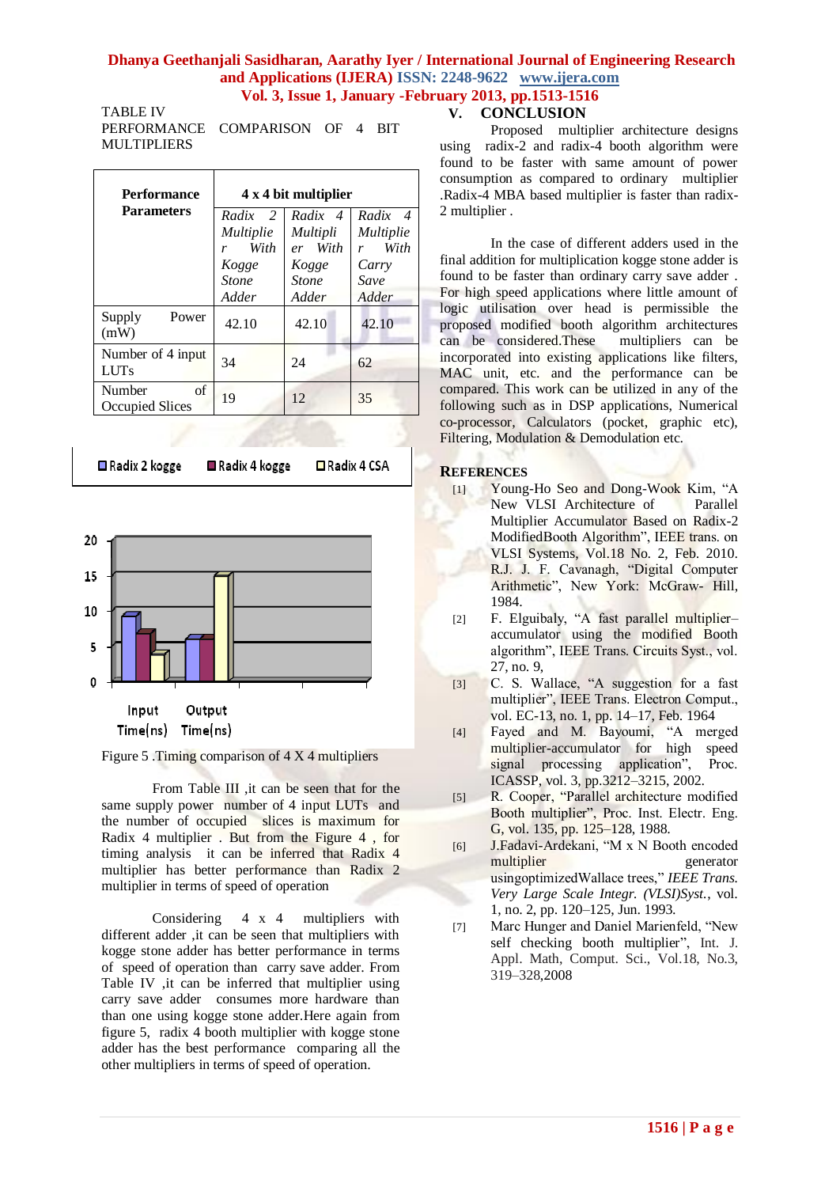TABLE IV
PERFORMANCE COMPARISON OF 4 BIT MULTIPLIERS

| Performance Parameters | 4 x 4 bit multiplier | | |
|---|---|---|---|
| | *Radix 2 Multiplier With Kogge Stone Adder* | *Radix 4 Multiplier With Kogge Stone Adder* | *Radix 4 Multiplier With Carry Save Adder* |
| Supply Power (mW) | 42.10 | 42.10 | 42.10 |
| Number of 4 input LUTs | 34 | 24 | 62 |
| Number of Occupied Slices | 19 | 12 | 35 |

Radix 2 kogge
Radix 4 kogge
Radix 4 CSA

20
15
10
5
0

Input Time(ns)
Output Time(ns)

Figure 5 .Timing comparison of 4 X 4 multipliers

From Table III ,it can be seen that for the same supply power number of 4 input LUTs and the number of occupied slices is maximum for Radix 4 multiplier . But from the Figure 4 , for timing analysis it can be inferred that Radix 4 multiplier has better performance than Radix 2 multiplier in terms of speed of operation

Considering 4 x 4 multipliers with different adder ,it can be seen that multipliers with kogge stone adder has better performance in terms of speed of operation than carry save adder. From Table IV ,it can be inferred that multiplier using carry save adder consumes more hardware than than one using kogge stone adder.Here again from figure 5, radix 4 booth multiplier with kogge stone adder has the best performance comparing all the other multipliers in terms of speed of operation.

## V. CONCLUSION

Proposed multiplier architecture designs using radix-2 and radix-4 booth algorithm were found to be faster with same amount of power consumption as compared to ordinary multiplier .Radix-4 MBA based multiplier is faster than radix-2 multiplier .

In the case of different adders used in the final addition for multiplication kogge stone adder is found to be faster than ordinary carry save adder . For high speed applications where little amount of logic utilisation over head is permissible the proposed modified booth algorithm architectures can be considered.These multipliers can be incorporated into existing applications like filters, MAC unit, etc. and the performance can be compared. This work can be utilized in any of the following such as in DSP applications, Numerical co-processor, Calculators (pocket, graphic etc), Filtering, Modulation & Demodulation etc.

## REFERENCES

[1] Young-Ho Seo and Dong-Wook Kim, “A New VLSI Architecture of Parallel Multiplier Accumulator Based on Radix-2 ModifiedBooth Algorithm”, IEEE trans. on VLSI Systems, Vol.18 No. 2, Feb. 2010. R.J. J. F. Cavanagh, “Digital Computer Arithmetic”, New York: McGraw- Hill, 1984.

[2] F. Elguibaly, “A fast parallel multiplier–accumulator using the modified Booth algorithm”, IEEE Trans. Circuits Syst., vol. 27, no. 9,

[3] C. S. Wallace, “A suggestion for a fast multiplier”, IEEE Trans. Electron Comput., vol. EC-13, no. 1, pp. 14–17, Feb. 1964

[4] Fayed and M. Bayoumi, “A merged multiplier-accumulator for high speed signal processing application”, Proc. ICASSP, vol. 3, pp.3212–3215, 2002.

[5] R. Cooper, “Parallel architecture modified Booth multiplier”, Proc. Inst. Electr. Eng. G, vol. 135, pp. 125–128, 1988.

[6] J.Fadavi-Ardekani, “M x N Booth encoded multiplier generator usingoptimizedWallace trees,” *IEEE Trans. Very Large Scale Integr. (VLSI)Syst.*, vol. 1, no. 2, pp. 120–125, Jun. 1993.

[7] Marc Hunger and Daniel Marienfeld, “New self checking booth multiplier”, Int. J. Appl. Math, Comput. Sci., Vol.18, No.3, 319–328,2008